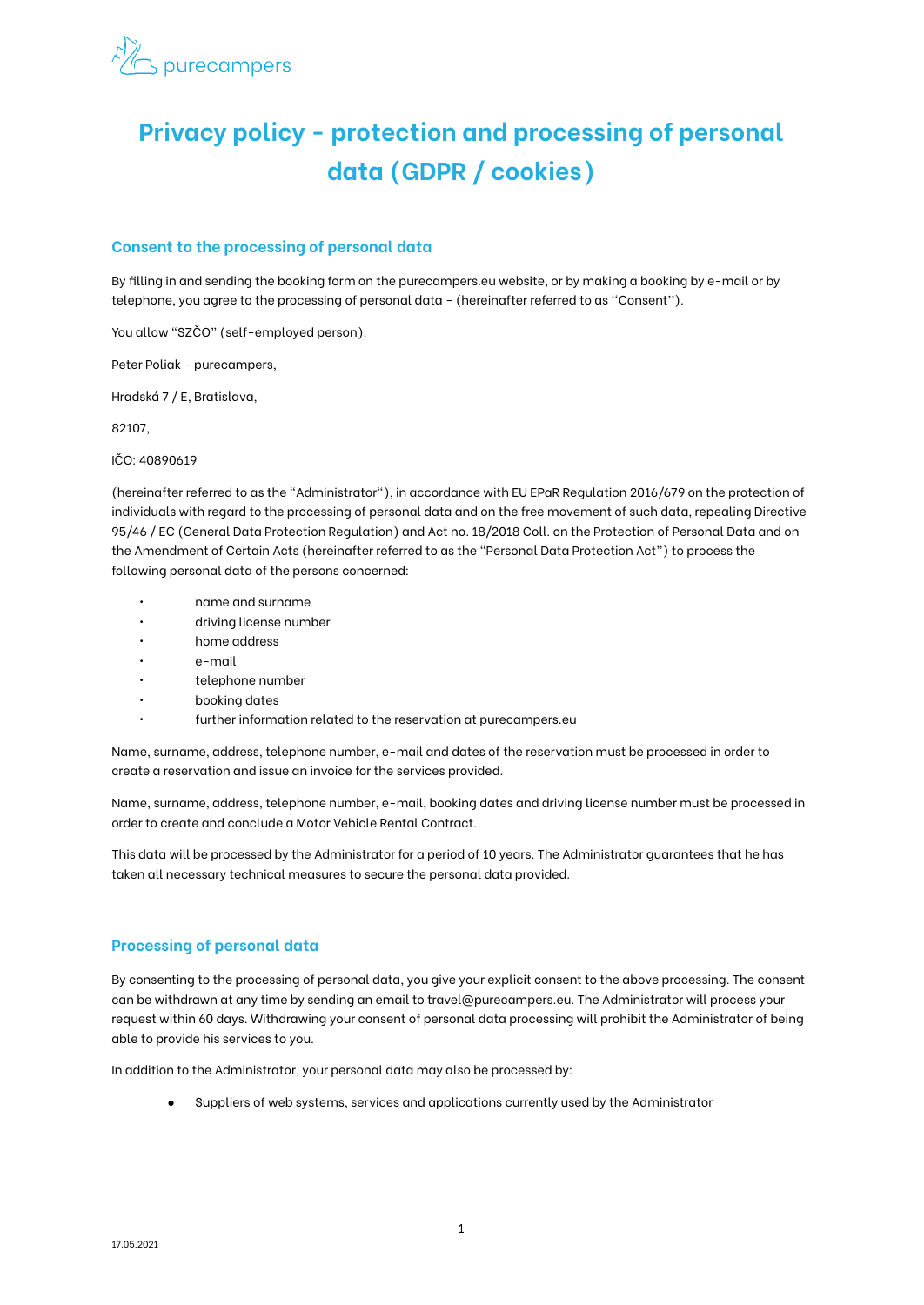# Privacy policy - protection and processing of personal data (GDPR / cookies)

## Consent to the processing of personal data

By filling in and sending the booking form on the purecampers.eu website, or by making a booking by e-mail or by telephone, you agree to the processing of personal data - (hereinafter referred to as ''Consent'').

You allow "SZČO" (self-employed person):

Peter Poliak - purecampers,

Hradská 7 / E, Bratislava,

82107,

IČO: 40890619

(hereinafter referred to as the "Administrator"), in accordance with EU EPaR Regulation 2016/679 on the protection of individuals with regard to the processing of personal data and on the free movement of such data, repealing Directive 95/46 / EC (General Data Protection Regulation) and Act no. 18/2018 Coll. on the Protection of Personal Data and on the Amendment of Certain Acts (hereinafter referred to as the "Personal Data Protection Act") to process the following personal data of the persons concerned:

- name and surname
- driving license number
- home address
- e-mail
- telephone number
- booking dates
- further information related to the reservation at purecampers.eu

Name, surname, address, telephone number, e-mail and dates of the reservation must be processed in order to create a reservation and issue an invoice for the services provided.

Name, surname, address, telephone number, e-mail, booking dates and driving license number must be processed in order to create and conclude a Motor Vehicle Rental Contract.

This data will be processed by the Administrator for a period of 10 years. The Administrator guarantees that he has taken all necessary technical measures to secure the personal data provided.

## Processing of personal data

By consenting to the processing of personal data, you give your explicit consent to the above processing. The consent can be withdrawn at any time by sending an email to travel@purecampers.eu. The Administrator will process your request within 60 days. Withdrawing your consent of personal data processing will prohibit the Administrator of being able to provide his services to you.

In addition to the Administrator, your personal data may also be processed by:

- Suppliers of web systems, services and applications currently used by the Administrator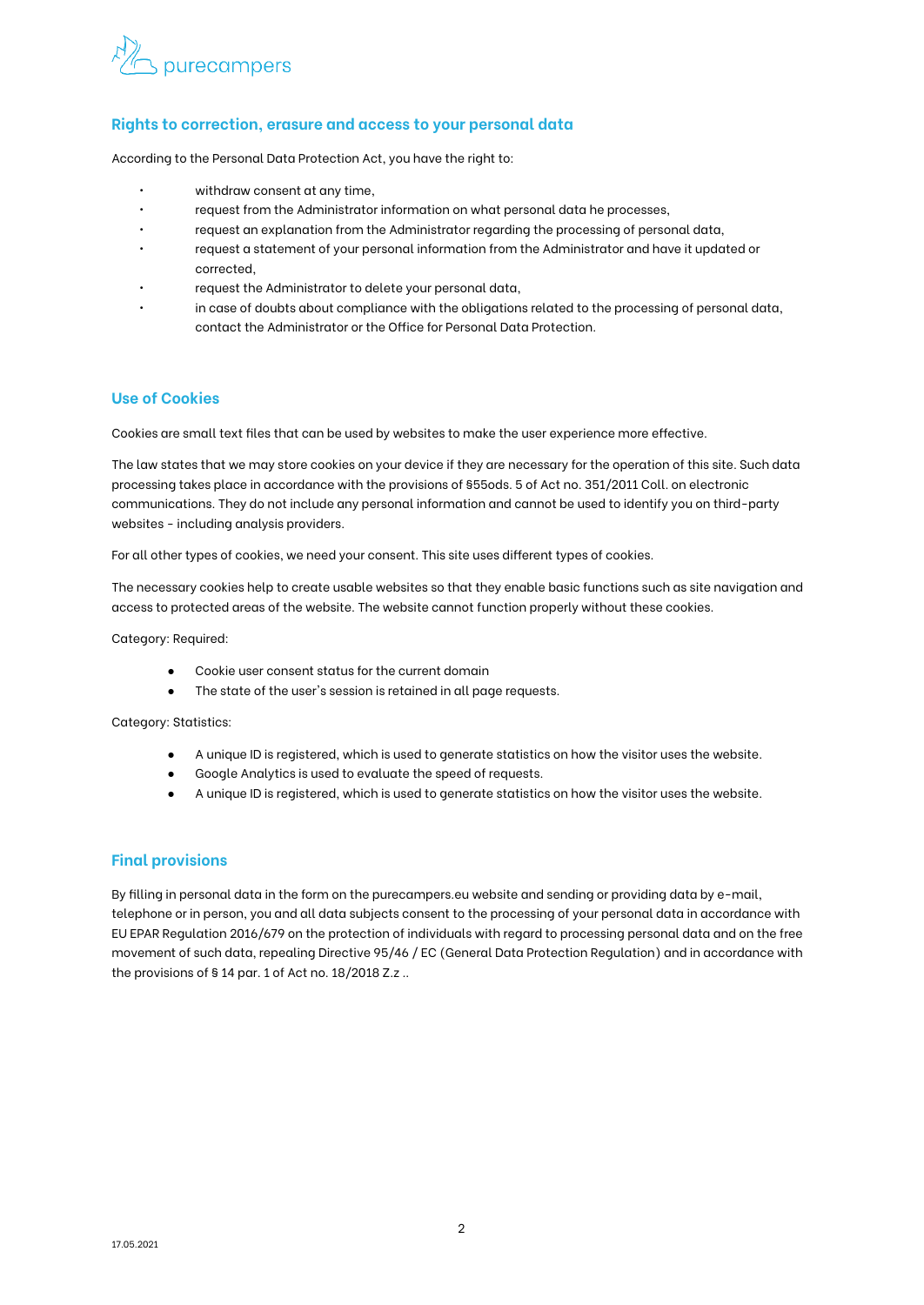## Rights to correction, erasure and access to your personal data

According to the Personal Data Protection Act, you have the right to:

- withdraw consent at any time,
- request from the Administrator information on what personal data he processes,
- request an explanation from the Administrator regarding the processing of personal data,
- request a statement of your personal information from the Administrator and have it updated or corrected,
- request the Administrator to delete your personal data,
- in case of doubts about compliance with the obligations related to the processing of personal data, contact the Administrator or the Office for Personal Data Protection.

## Use of Cookies

Cookies are small text files that can be used by websites to make the user experience more effective.

The law states that we may store cookies on your device if they are necessary for the operation of this site. Such data processing takes place in accordance with the provisions of §55ods. 5 of Act no. 351/2011 Coll. on electronic communications. They do not include any personal information and cannot be used to identify you on third-party websites - including analysis providers.

For all other types of cookies, we need your consent. This site uses different types of cookies.

The necessary cookies help to create usable websites so that they enable basic functions such as site navigation and access to protected areas of the website. The website cannot function properly without these cookies.

Category: Required:

- Cookie user consent status for the current domain
- The state of the user's session is retained in all page requests.

Category: Statistics:

- A unique ID is registered, which is used to generate statistics on how the visitor uses the website.
- Google Analytics is used to evaluate the speed of requests.
- A unique ID is registered, which is used to generate statistics on how the visitor uses the website.

## Final provisions

By filling in personal data in the form on the purecampers.eu website and sending or providing data by e-mail, telephone or in person, you and all data subjects consent to the processing of your personal data in accordance with EU EPAR Regulation 2016/679 on the protection of individuals with regard to processing personal data and on the free movement of such data, repealing Directive 95/46 / EC (General Data Protection Regulation) and in accordance with the provisions of § 14 par. 1 of Act no. 18/2018 Z.z ..

17.05.2021